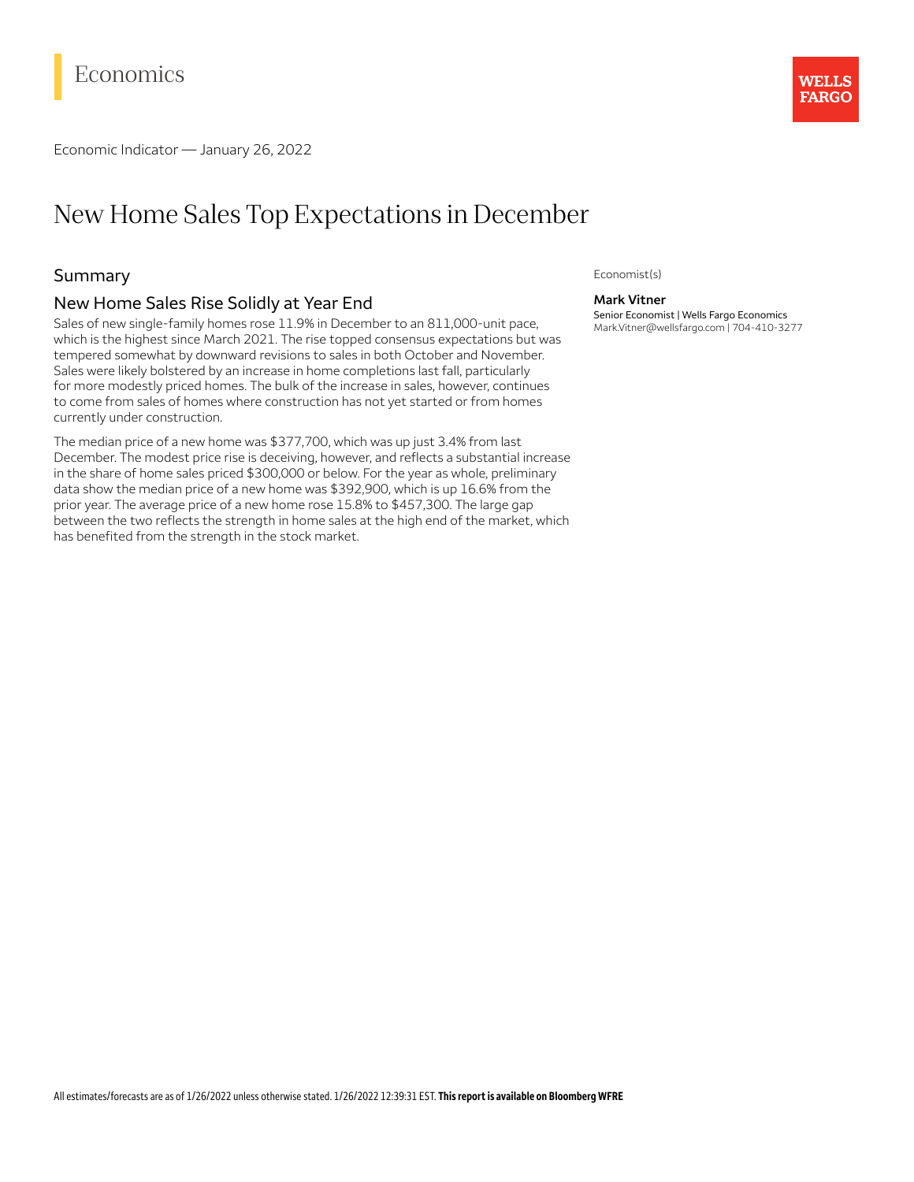# Economics

Economic Indicator — January 26, 2022

# New Home Sales Top Expectations in December

## Summary

### New Home Sales Rise Solidly at Year End

Sales of new single-family homes rose 11.9% in December to an 811,000-unit pace, which is the highest since March 2021. The rise topped consensus expectations but was tempered somewhat by downward revisions to sales in both October and November. Sales were likely bolstered by an increase in home completions last fall, particularly for more modestly priced homes. The bulk of the increase in sales, however, continues to come from sales of homes where construction has not yet started or from homes currently under construction.

The median price of a new home was $377,700, which was up just 3.4% from last December. The modest price rise is deceiving, however, and reflects a substantial increase in the share of home sales priced $300,000 or below. For the year as whole, preliminary data show the median price of a new home was $392,900, which is up 16.6% from the prior year. The average price of a new home rose 15.8% to $457,300. The large gap between the two reflects the strength in home sales at the high end of the market, which has benefited from the strength in the stock market.

Economist(s)

**Mark Vitner**
Senior Economist | Wells Fargo Economics
Mark.Vitner@wellsfargo.com | 704-410-3277

All estimates/forecasts are as of 1/26/2022 unless otherwise stated. 1/26/2022 12:39:31 EST. **This report is available on Bloomberg WFRE**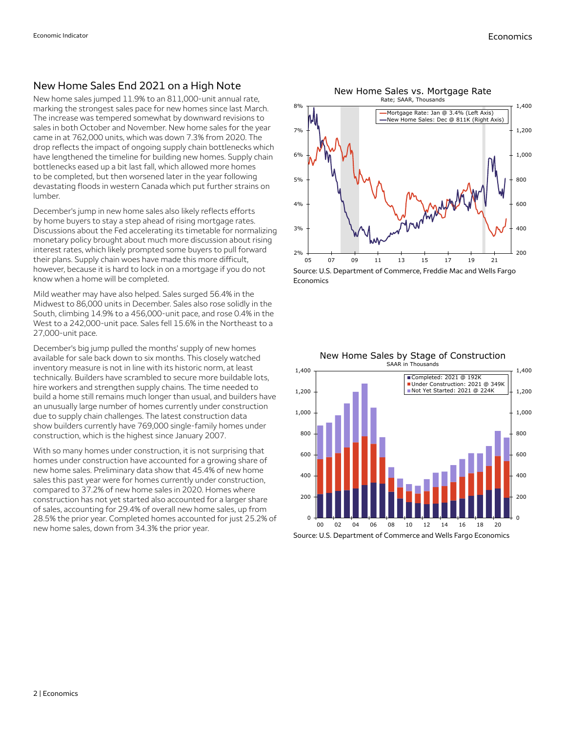## New Home Sales End 2021 on a High Note

New home sales jumped 11.9% to an 811,000-unit annual rate, marking the strongest sales pace for new homes since last March. The increase was tempered somewhat by downward revisions to sales in both October and November. New home sales for the year came in at 762,000 units, which was down 7.3% from 2020. The drop reflects the impact of ongoing supply chain bottlenecks which have lengthened the timeline for building new homes. Supply chain bottlenecks eased up a bit last fall, which allowed more homes to be completed, but then worsened later in the year following devastating floods in western Canada which put further strains on lumber.

December's jump in new home sales also likely reflects efforts by home buyers to stay a step ahead of rising mortgage rates. Discussions about the Fed accelerating its timetable for normalizing monetary policy brought about much more discussion about rising interest rates, which likely prompted some buyers to pull forward their plans. Supply chain woes have made this more difficult, however, because it is hard to lock in on a mortgage if you do not know when a home will be completed.

Mild weather may have also helped. Sales surged 56.4% in the Midwest to 86,000 units in December. Sales also rose solidly in the South, climbing 14.9% to a 456,000-unit pace, and rose 0.4% in the West to a 242,000-unit pace. Sales fell 15.6% in the Northeast to a 27,000-unit pace.

December's big jump pulled the months' supply of new homes available for sale back down to six months. This closely watched inventory measure is not in line with its historic norm, at least technically. Builders have scrambled to secure more buildable lots, hire workers and strengthen supply chains. The time needed to build a home still remains much longer than usual, and builders have an unusually large number of homes currently under construction due to supply chain challenges. The latest construction data show builders currently have 769,000 single-family homes under construction, which is the highest since January 2007.

With so many homes under construction, it is not surprising that homes under construction have accounted for a growing share of new home sales. Preliminary data show that 45.4% of new home sales this past year were for homes currently under construction, compared to 37.2% of new home sales in 2020. Homes where construction has not yet started also accounted for a larger share of sales, accounting for 29.4% of overall new home sales, up from 28.5% the prior year. Completed homes accounted for just 25.2% of new home sales, down from 34.3% the prior year.

New Home Sales vs. Mortgage Rate
Rate; SAAR, Thousands

Mortgage Rate: Jan @ 3.4% (Left Axis)
New Home Sales: Dec @ 811K (Right Axis)

Source: U.S. Department of Commerce, Freddie Mac and Wells Fargo Economics

New Home Sales by Stage of Construction
SAAR in Thousands

Completed: 2021 @ 192K
Under Construction: 2021 @ 349K
Not Yet Started: 2021 @ 224K

Source: U.S. Department of Commerce and Wells Fargo Economics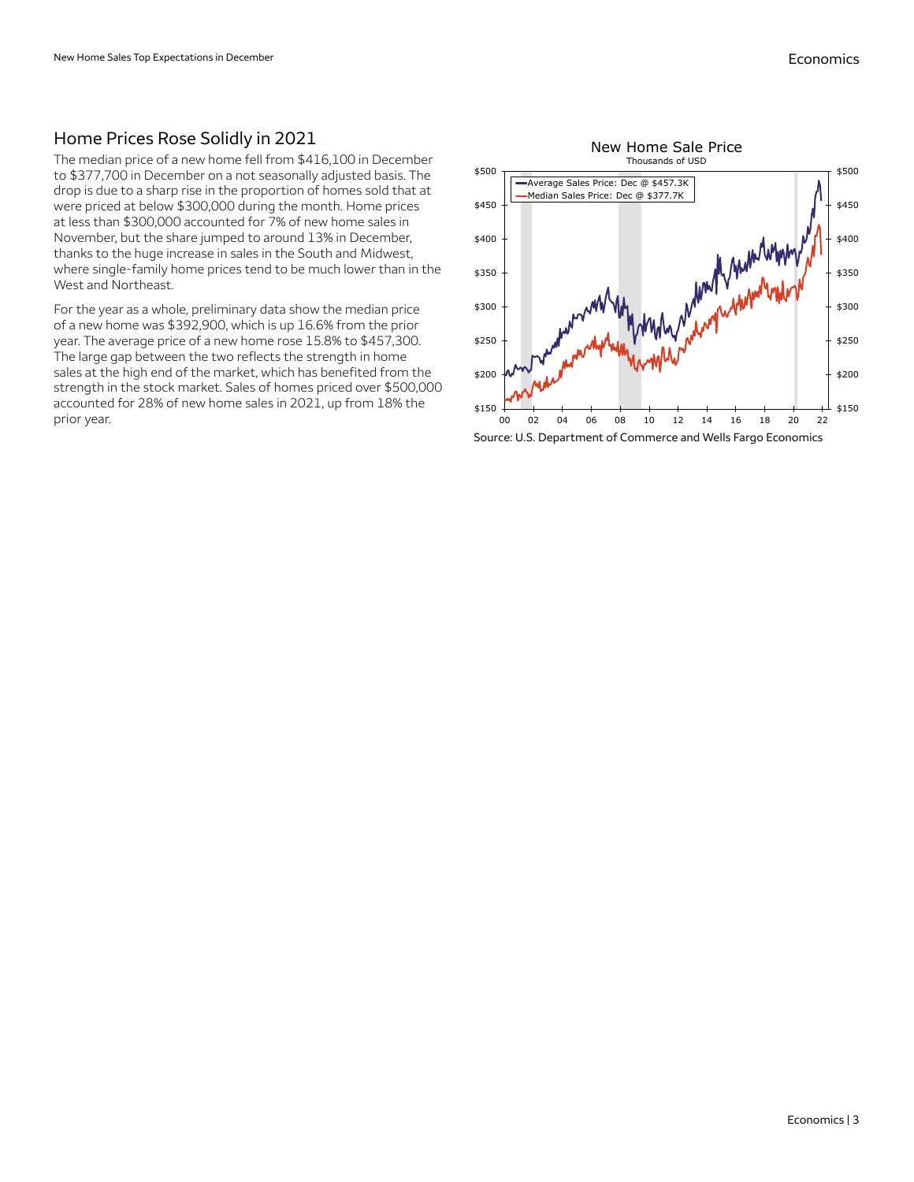## Home Prices Rose Solidly in 2021

The median price of a new home fell from $416,100 in December to $377,700 in December on a not seasonally adjusted basis. The drop is due to a sharp rise in the proportion of homes sold that at were priced at below $300,000 during the month. Home prices at less than $300,000 accounted for 7% of new home sales in November, but the share jumped to around 13% in December, thanks to the huge increase in sales in the South and Midwest, where single-family home prices tend to be much lower than in the West and Northeast.

For the year as a whole, preliminary data show the median price of a new home was $392,900, which is up 16.6% from the prior year. The average price of a new home rose 15.8% to $457,300. The large gap between the two reflects the strength in home sales at the high end of the market, which has benefited from the strength in the stock market. Sales of homes priced over $500,000 accounted for 28% of new home sales in 2021, up from 18% the prior year.

New Home Sale Price
Thousands of USD

Average Sales Price: Dec @ $457.3K
Median Sales Price: Dec @ $377.7K

$500
$450
$400
$350
$300
$250
$200
$150

00 02 04 06 08 10 12 14 16 18 20 22

Source: U.S. Department of Commerce and Wells Fargo Economics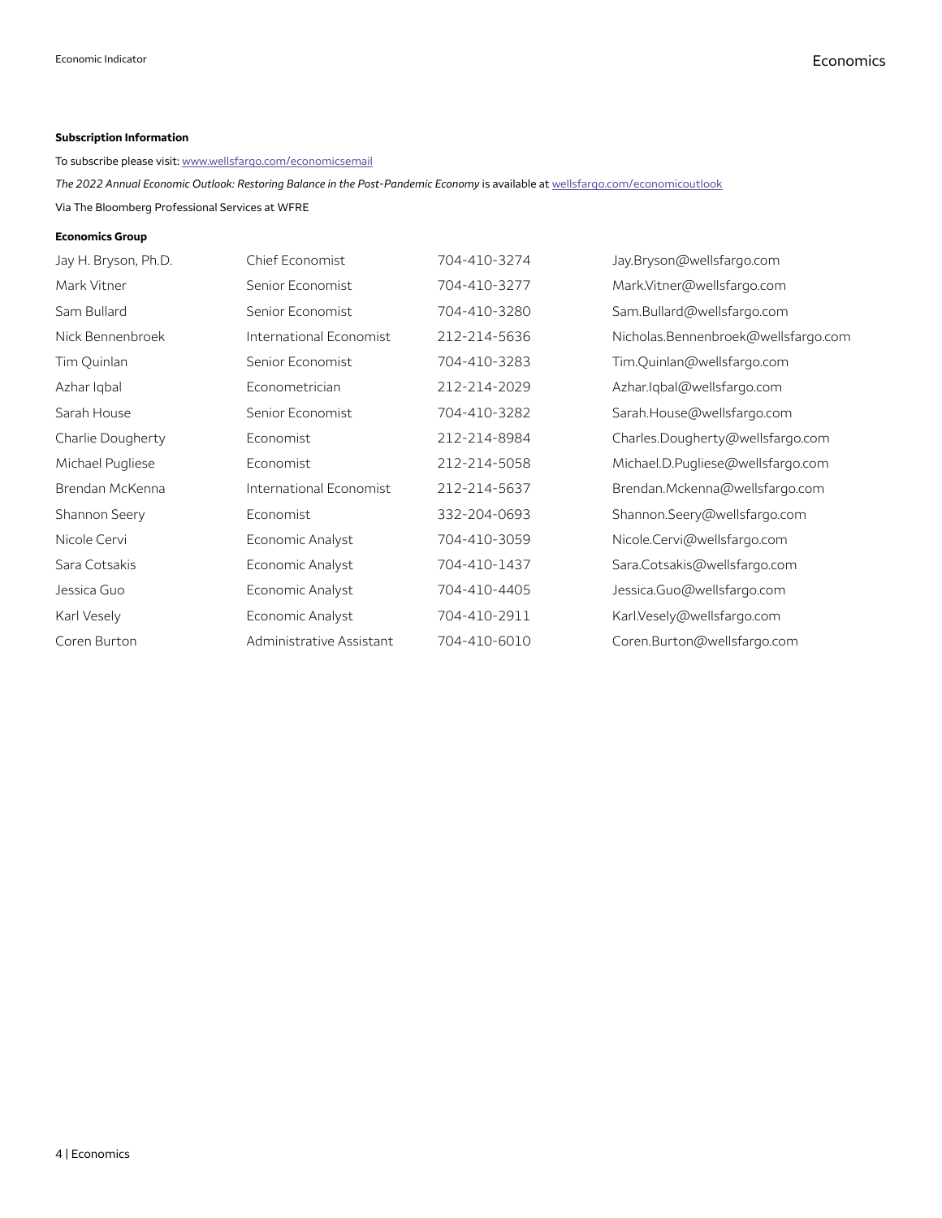**Subscription Information**

To subscribe please visit: [www.wellsfargo.com/economicsemail](www.wellsfargo.com/economicsemail)

*The 2022 Annual Economic Outlook: Restoring Balance in the Post-Pandemic Economy* is available at [wellsfargo.com/economicoutlook](wellsfargo.com/economicoutlook)

Via The Bloomberg Professional Services at WFRE

**Economics Group**

| | | | |
|---|---|---|---|
| Jay H. Bryson, Ph.D. | Chief Economist | 704-410-3274 | Jay.Bryson@wellsfargo.com |
| Mark Vitner | Senior Economist | 704-410-3277 | Mark.Vitner@wellsfargo.com |
| Sam Bullard | Senior Economist | 704-410-3280 | Sam.Bullard@wellsfargo.com |
| Nick Bennenbroek | International Economist | 212-214-5636 | Nicholas.Bennenbroek@wellsfargo.com |
| Tim Quinlan | Senior Economist | 704-410-3283 | Tim.Quinlan@wellsfargo.com |
| Azhar Iqbal | Econometrician | 212-214-2029 | Azhar.Iqbal@wellsfargo.com |
| Sarah House | Senior Economist | 704-410-3282 | Sarah.House@wellsfargo.com |
| Charlie Dougherty | Economist | 212-214-8984 | Charles.Dougherty@wellsfargo.com |
| Michael Pugliese | Economist | 212-214-5058 | Michael.D.Pugliese@wellsfargo.com |
| Brendan McKenna | International Economist | 212-214-5637 | Brendan.Mckenna@wellsfargo.com |
| Shannon Seery | Economist | 332-204-0693 | Shannon.Seery@wellsfargo.com |
| Nicole Cervi | Economic Analyst | 704-410-3059 | Nicole.Cervi@wellsfargo.com |
| Sara Cotsakis | Economic Analyst | 704-410-1437 | Sara.Cotsakis@wellsfargo.com |
| Jessica Guo | Economic Analyst | 704-410-4405 | Jessica.Guo@wellsfargo.com |
| Karl Vesely | Economic Analyst | 704-410-2911 | Karl.Vesely@wellsfargo.com |
| Coren Burton | Administrative Assistant | 704-410-6010 | Coren.Burton@wellsfargo.com |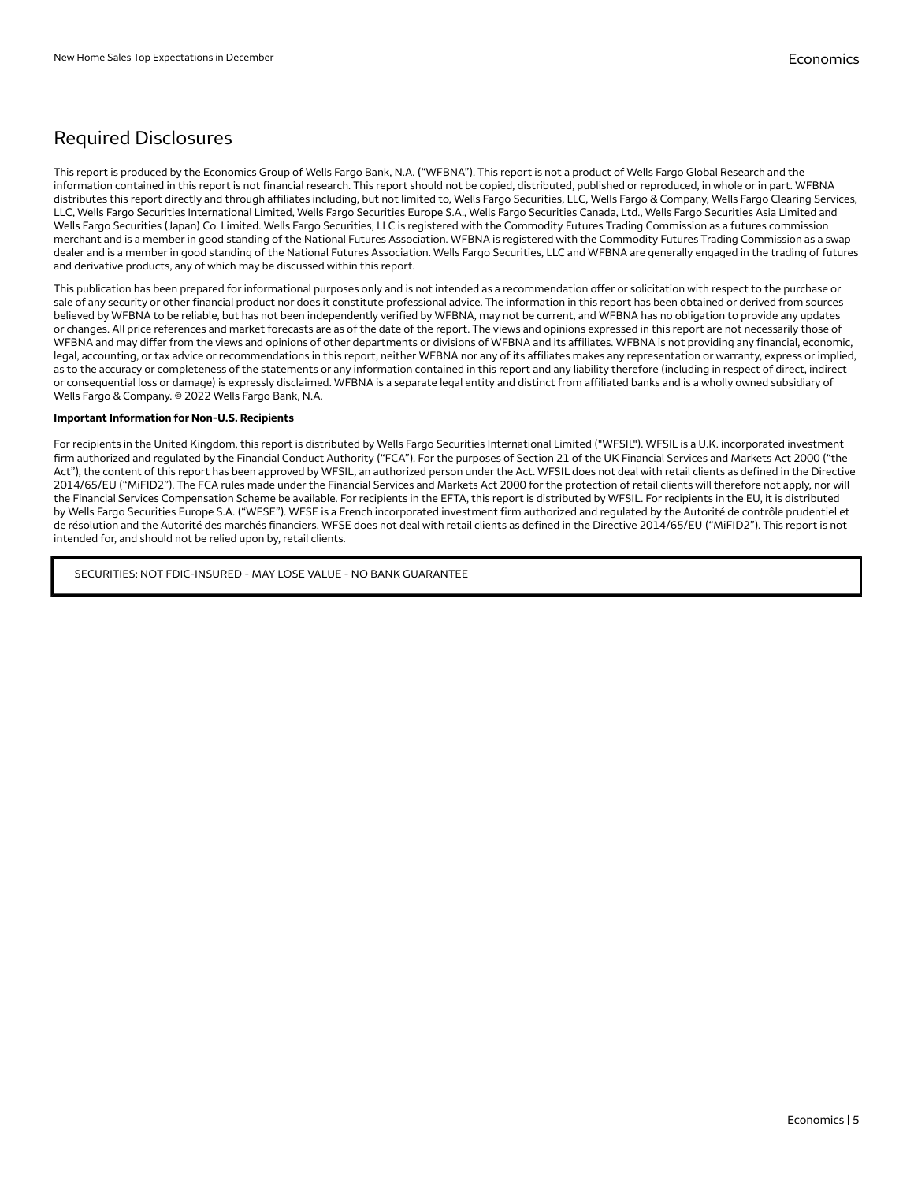## Required Disclosures

This report is produced by the Economics Group of Wells Fargo Bank, N.A. ("WFBNA"). This report is not a product of Wells Fargo Global Research and the information contained in this report is not financial research. This report should not be copied, distributed, published or reproduced, in whole or in part. WFBNA distributes this report directly and through affiliates including, but not limited to, Wells Fargo Securities, LLC, Wells Fargo & Company, Wells Fargo Clearing Services, LLC, Wells Fargo Securities International Limited, Wells Fargo Securities Europe S.A., Wells Fargo Securities Canada, Ltd., Wells Fargo Securities Asia Limited and Wells Fargo Securities (Japan) Co. Limited. Wells Fargo Securities, LLC is registered with the Commodity Futures Trading Commission as a futures commission merchant and is a member in good standing of the National Futures Association. WFBNA is registered with the Commodity Futures Trading Commission as a swap dealer and is a member in good standing of the National Futures Association. Wells Fargo Securities, LLC and WFBNA are generally engaged in the trading of futures and derivative products, any of which may be discussed within this report.

This publication has been prepared for informational purposes only and is not intended as a recommendation offer or solicitation with respect to the purchase or sale of any security or other financial product nor does it constitute professional advice. The information in this report has been obtained or derived from sources believed by WFBNA to be reliable, but has not been independently verified by WFBNA, may not be current, and WFBNA has no obligation to provide any updates or changes. All price references and market forecasts are as of the date of the report. The views and opinions expressed in this report are not necessarily those of WFBNA and may differ from the views and opinions of other departments or divisions of WFBNA and its affiliates. WFBNA is not providing any financial, economic, legal, accounting, or tax advice or recommendations in this report, neither WFBNA nor any of its affiliates makes any representation or warranty, express or implied, as to the accuracy or completeness of the statements or any information contained in this report and any liability therefore (including in respect of direct, indirect or consequential loss or damage) is expressly disclaimed. WFBNA is a separate legal entity and distinct from affiliated banks and is a wholly owned subsidiary of Wells Fargo & Company. © 2022 Wells Fargo Bank, N.A.

**Important Information for Non-U.S. Recipients**

For recipients in the United Kingdom, this report is distributed by Wells Fargo Securities International Limited ("WFSIL"). WFSIL is a U.K. incorporated investment firm authorized and regulated by the Financial Conduct Authority ("FCA"). For the purposes of Section 21 of the UK Financial Services and Markets Act 2000 ("the Act"), the content of this report has been approved by WFSIL, an authorized person under the Act. WFSIL does not deal with retail clients as defined in the Directive 2014/65/EU ("MiFID2"). The FCA rules made under the Financial Services and Markets Act 2000 for the protection of retail clients will therefore not apply, nor will the Financial Services Compensation Scheme be available. For recipients in the EFTA, this report is distributed by WFSIL. For recipients in the EU, it is distributed by Wells Fargo Securities Europe S.A. ("WFSE"). WFSE is a French incorporated investment firm authorized and regulated by the Autorité de contrôle prudentiel et de résolution and the Autorité des marchés financiers. WFSE does not deal with retail clients as defined in the Directive 2014/65/EU ("MiFID2"). This report is not intended for, and should not be relied upon by, retail clients.

SECURITIES: NOT FDIC-INSURED - MAY LOSE VALUE - NO BANK GUARANTEE